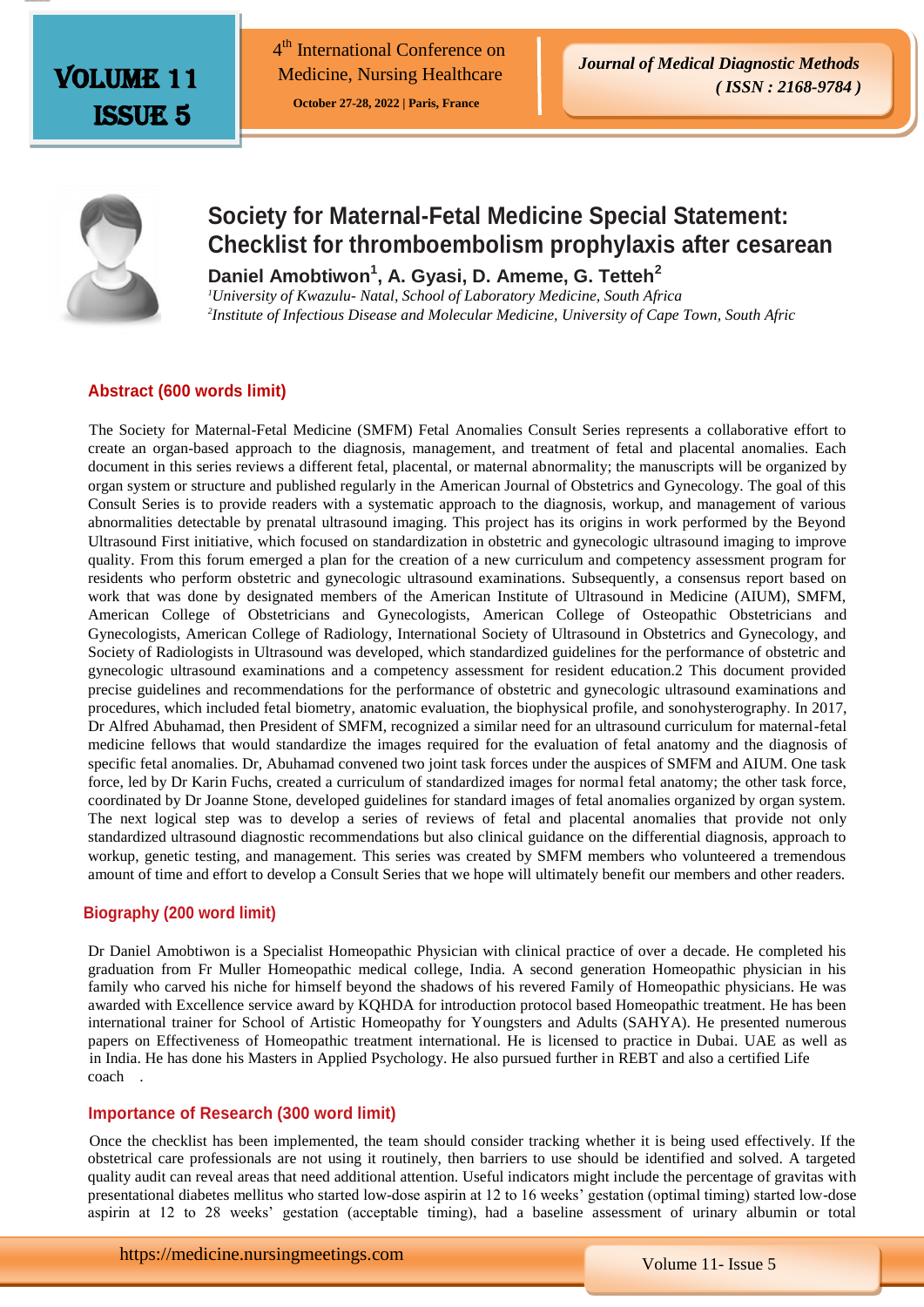# Society for Maternal-Fetal Medicine Special Statement: Checklist for thromboembolism prophylaxis after cesarean

**Daniel Amobtiwon[1], A. Gyasi, D. Ameme, G. Tetteh[2]**

*[1]University of Kwazulu- Natal, School of Laboratory Medicine, South Africa*

*[2]Institute of Infectious Disease and Molecular Medicine, University of Cape Town, South Afric*

## Abstract (600 words limit)

The Society for Maternal-Fetal Medicine (SMFM) Fetal Anomalies Consult Series represents a collaborative effort to create an organ-based approach to the diagnosis, management, and treatment of fetal and placental anomalies. Each document in this series reviews a different fetal, placental, or maternal abnormality; the manuscripts will be organized by organ system or structure and published regularly in the American Journal of Obstetrics and Gynecology. The goal of this Consult Series is to provide readers with a systematic approach to the diagnosis, workup, and management of various abnormalities detectable by prenatal ultrasound imaging. This project has its origins in work performed by the Beyond Ultrasound First initiative, which focused on standardization in obstetric and gynecologic ultrasound imaging to improve quality. From this forum emerged a plan for the creation of a new curriculum and competency assessment program for residents who perform obstetric and gynecologic ultrasound examinations. Subsequently, a consensus report based on work that was done by designated members of the American Institute of Ultrasound in Medicine (AIUM), SMFM, American College of Obstetricians and Gynecologists, American College of Osteopathic Obstetricians and Gynecologists, American College of Radiology, International Society of Ultrasound in Obstetrics and Gynecology, and Society of Radiologists in Ultrasound was developed, which standardized guidelines for the performance of obstetric and gynecologic ultrasound examinations and a competency assessment for resident education.2 This document provided precise guidelines and recommendations for the performance of obstetric and gynecologic ultrasound examinations and procedures, which included fetal biometry, anatomic evaluation, the biophysical profile, and sonohysterography. In 2017, Dr Alfred Abuhamad, then President of SMFM, recognized a similar need for an ultrasound curriculum for maternal-fetal medicine fellows that would standardize the images required for the evaluation of fetal anatomy and the diagnosis of specific fetal anomalies. Dr, Abuhamad convened two joint task forces under the auspices of SMFM and AIUM. One task force, led by Dr Karin Fuchs, created a curriculum of standardized images for normal fetal anatomy; the other task force, coordinated by Dr Joanne Stone, developed guidelines for standard images of fetal anomalies organized by organ system. The next logical step was to develop a series of reviews of fetal and placental anomalies that provide not only standardized ultrasound diagnostic recommendations but also clinical guidance on the differential diagnosis, approach to workup, genetic testing, and management. This series was created by SMFM members who volunteered a tremendous amount of time and effort to develop a Consult Series that we hope will ultimately benefit our members and other readers.

## Biography (200 word limit)

Dr Daniel Amobtiwon is a Specialist Homeopathic Physician with clinical practice of over a decade. He completed his graduation from Fr Muller Homeopathic medical college, India. A second generation Homeopathic physician in his family who carved his niche for himself beyond the shadows of his revered Family of Homeopathic physicians. He was awarded with Excellence service award by KQHDA for introduction protocol based Homeopathic treatment. He has been international trainer for School of Artistic Homeopathy for Youngsters and Adults (SAHYA). He presented numerous papers on Effectiveness of Homeopathic treatment international. He is licensed to practice in Dubai. UAE as well as in India. He has done his Masters in Applied Psychology. He also pursued further in REBT and also a certified Life coach .

## Importance of Research (300 word limit)

Once the checklist has been implemented, the team should consider tracking whether it is being used effectively. If the obstetrical care professionals are not using it routinely, then barriers to use should be identified and solved. A targeted quality audit can reveal areas that need additional attention. Useful indicators might include the percentage of gravitas with presentational diabetes mellitus who started low-dose aspirin at 12 to 16 weeks' gestation (optimal timing) started low-dose aspirin at 12 to 28 weeks' gestation (acceptable timing), had a baseline assessment of urinary albumin or total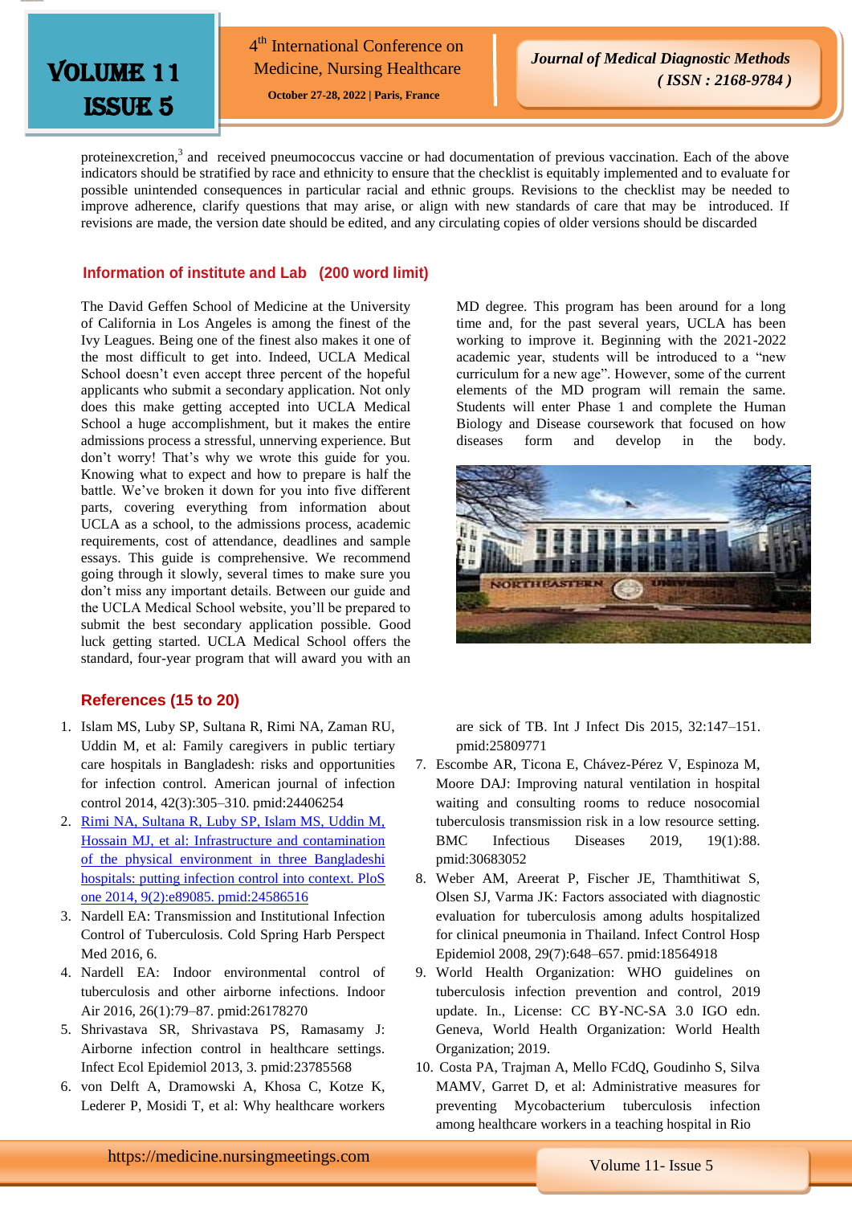proteinexcretion,[3] and received pneumococcus vaccine or had documentation of previous vaccination. Each of the above indicators should be stratified by race and ethnicity to ensure that the checklist is equitably implemented and to evaluate for possible unintended consequences in particular racial and ethnic groups. Revisions to the checklist may be needed to improve adherence, clarify questions that may arise, or align with new standards of care that may be introduced. If revisions are made, the version date should be edited, and any circulating copies of older versions should be discarded

## Information of institute and Lab (200 word limit)

The David Geffen School of Medicine at the University of California in Los Angeles is among the finest of the Ivy Leagues. Being one of the finest also makes it one of the most difficult to get into. Indeed, UCLA Medical School doesn't even accept three percent of the hopeful applicants who submit a secondary application. Not only does this make getting accepted into UCLA Medical School a huge accomplishment, but it makes the entire admissions process a stressful, unnerving experience. But don't worry! That's why we wrote this guide for you. Knowing what to expect and how to prepare is half the battle. We've broken it down for you into five different parts, covering everything from information about UCLA as a school, to the admissions process, academic requirements, cost of attendance, deadlines and sample essays. This guide is comprehensive. We recommend going through it slowly, several times to make sure you don't miss any important details. Between our guide and the UCLA Medical School website, you'll be prepared to submit the best secondary application possible. Good luck getting started. UCLA Medical School offers the standard, four-year program that will award you with an MD degree. This program has been around for a long time and, for the past several years, UCLA has been working to improve it. Beginning with the 2021-2022 academic year, students will be introduced to a "new curriculum for a new age". However, some of the current elements of the MD program will remain the same. Students will enter Phase 1 and complete the Human Biology and Disease coursework that focused on how diseases form and develop in the body.

## References (15 to 20)

1. Islam MS, Luby SP, Sultana R, Rimi NA, Zaman RU, Uddin M, et al: Family caregivers in public tertiary care hospitals in Bangladesh: risks and opportunities for infection control. American journal of infection control 2014, 42(3):305–310. pmid:24406254
2. Rimi NA, Sultana R, Luby SP, Islam MS, Uddin M, Hossain MJ, et al: Infrastructure and contamination of the physical environment in three Bangladeshi hospitals: putting infection control into context. PloS one 2014, 9(2):e89085. pmid:24586516
3. Nardell EA: Transmission and Institutional Infection Control of Tuberculosis. Cold Spring Harb Perspect Med 2016, 6.
4. Nardell EA: Indoor environmental control of tuberculosis and other airborne infections. Indoor Air 2016, 26(1):79–87. pmid:26178270
5. Shrivastava SR, Shrivastava PS, Ramasamy J: Airborne infection control in healthcare settings. Infect Ecol Epidemiol 2013, 3. pmid:23785568
6. von Delft A, Dramowski A, Khosa C, Kotze K, Lederer P, Mosidi T, et al: Why healthcare workers are sick of TB. Int J Infect Dis 2015, 32:147–151. pmid:25809771
7. Escombe AR, Ticona E, Chávez-Pérez V, Espinoza M, Moore DAJ: Improving natural ventilation in hospital waiting and consulting rooms to reduce nosocomial tuberculosis transmission risk in a low resource setting. BMC Infectious Diseases 2019, 19(1):88. pmid:30683052
8. Weber AM, Areerat P, Fischer JE, Thamthitiwat S, Olsen SJ, Varma JK: Factors associated with diagnostic evaluation for tuberculosis among adults hospitalized for clinical pneumonia in Thailand. Infect Control Hosp Epidemiol 2008, 29(7):648–657. pmid:18564918
9. World Health Organization: WHO guidelines on tuberculosis infection prevention and control, 2019 update. In., License: CC BY-NC-SA 3.0 IGO edn. Geneva, World Health Organization: World Health Organization; 2019.
10. Costa PA, Trajman A, Mello FCdQ, Goudinho S, Silva MAMV, Garret D, et al: Administrative measures for preventing Mycobacterium tuberculosis infection among healthcare workers in a teaching hospital in Rio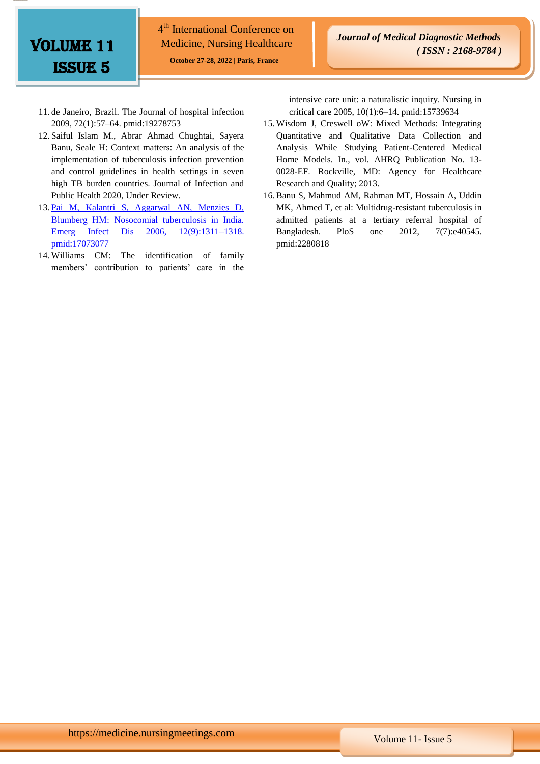11. de Janeiro, Brazil. The Journal of hospital infection 2009, 72(1):57–64. pmid:19278753
12. Saiful Islam M., Abrar Ahmad Chughtai, Sayera Banu, Seale H: Context matters: An analysis of the implementation of tuberculosis infection prevention and control guidelines in health settings in seven high TB burden countries. Journal of Infection and Public Health 2020, Under Review.
13. Pai M, Kalantri S, Aggarwal AN, Menzies D, Blumberg HM: Nosocomial tuberculosis in India. Emerg Infect Dis 2006, 12(9):1311–1318. pmid:17073077
14. Williams CM: The identification of family members' contribution to patients' care in the intensive care unit: a naturalistic inquiry. Nursing in critical care 2005, 10(1):6–14. pmid:15739634
15. Wisdom J, Creswell oW: Mixed Methods: Integrating Quantitative and Qualitative Data Collection and Analysis While Studying Patient-Centered Medical Home Models. In., vol. AHRQ Publication No. 13-0028-EF. Rockville, MD: Agency for Healthcare Research and Quality; 2013.
16. Banu S, Mahmud AM, Rahman MT, Hossain A, Uddin MK, Ahmed T, et al: Multidrug-resistant tuberculosis in admitted patients at a tertiary referral hospital of Bangladesh. PloS one 2012, 7(7):e40545. pmid:2280818